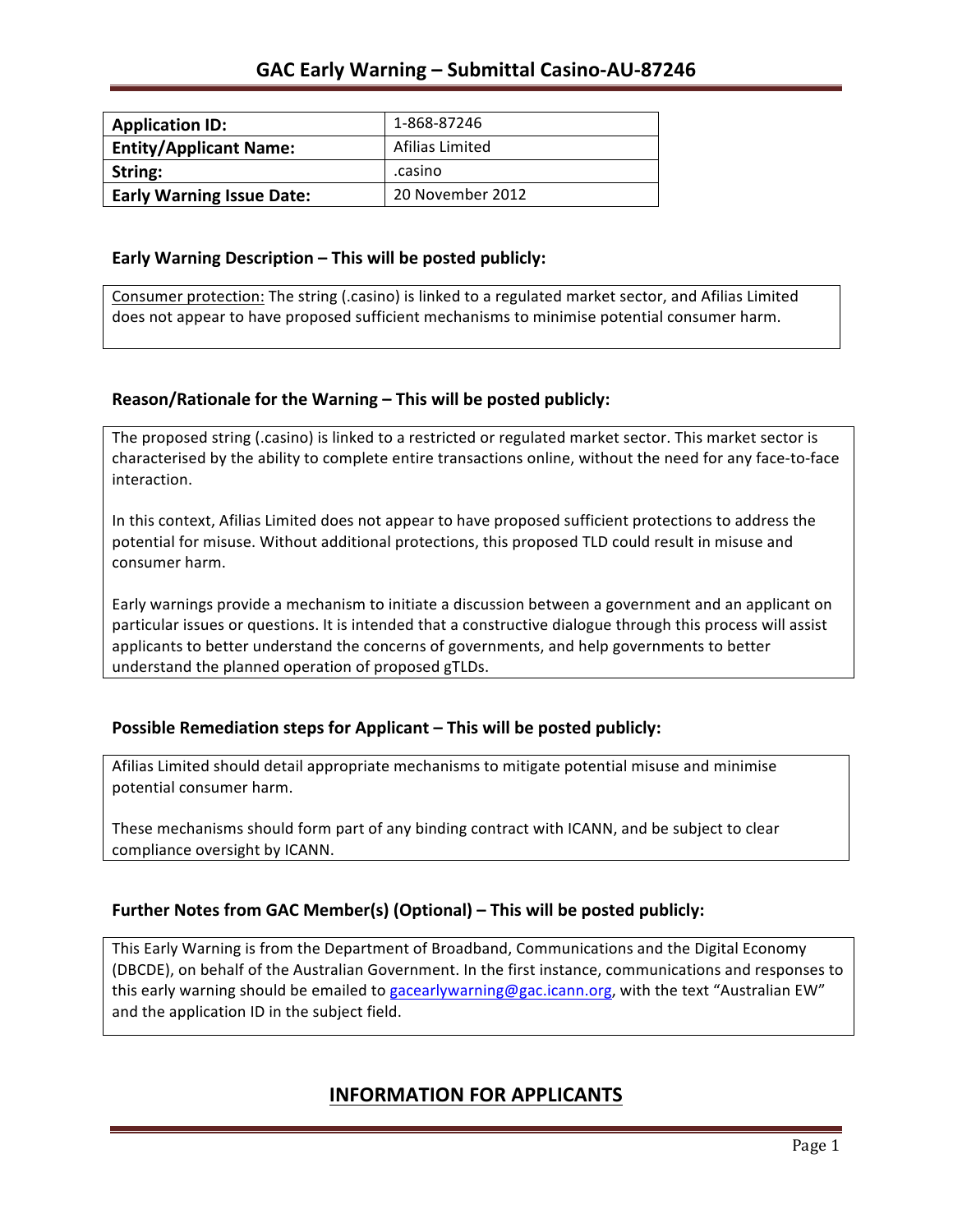# GAC Early Warning – Submittal Casino-AU-87246

| **Application ID:** | 1-868-87246 |
| --- | --- |
| **Entity/Applicant Name:** | Afilias Limited |
| **String:** | .casino |
| **Early Warning Issue Date:** | 20 November 2012 |

### Early Warning Description – This will be posted publicly:

Consumer protection: The string (.casino) is linked to a regulated market sector, and Afilias Limited does not appear to have proposed sufficient mechanisms to minimise potential consumer harm.

### Reason/Rationale for the Warning – This will be posted publicly:

The proposed string (.casino) is linked to a restricted or regulated market sector. This market sector is characterised by the ability to complete entire transactions online, without the need for any face-to-face interaction.

In this context, Afilias Limited does not appear to have proposed sufficient protections to address the potential for misuse. Without additional protections, this proposed TLD could result in misuse and consumer harm.

Early warnings provide a mechanism to initiate a discussion between a government and an applicant on particular issues or questions. It is intended that a constructive dialogue through this process will assist applicants to better understand the concerns of governments, and help governments to better understand the planned operation of proposed gTLDs.

### Possible Remediation steps for Applicant – This will be posted publicly:

Afilias Limited should detail appropriate mechanisms to mitigate potential misuse and minimise potential consumer harm.

These mechanisms should form part of any binding contract with ICANN, and be subject to clear compliance oversight by ICANN.

### Further Notes from GAC Member(s) (Optional) – This will be posted publicly:

This Early Warning is from the Department of Broadband, Communications and the Digital Economy (DBCDE), on behalf of the Australian Government. In the first instance, communications and responses to this early warning should be emailed to gacearlywarning@gac.icann.org, with the text "Australian EW" and the application ID in the subject field.

## INFORMATION FOR APPLICANTS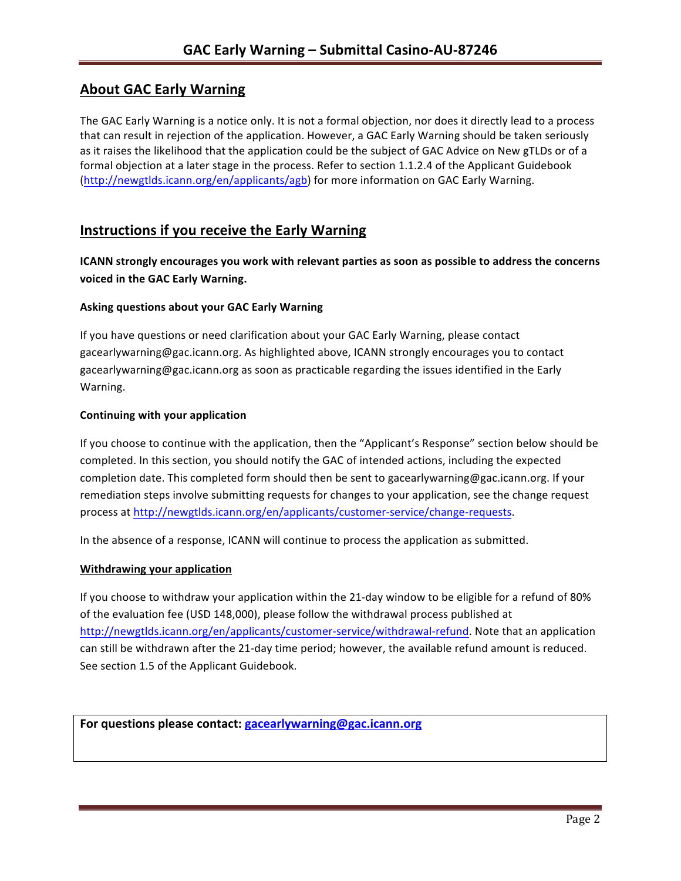## About GAC Early Warning

The GAC Early Warning is a notice only. It is not a formal objection, nor does it directly lead to a process that can result in rejection of the application. However, a GAC Early Warning should be taken seriously as it raises the likelihood that the application could be the subject of GAC Advice on New gTLDs or of a formal objection at a later stage in the process. Refer to section 1.1.2.4 of the Applicant Guidebook (http://newgtlds.icann.org/en/applicants/agb) for more information on GAC Early Warning.

## Instructions if you receive the Early Warning

**ICANN strongly encourages you work with relevant parties as soon as possible to address the concerns voiced in the GAC Early Warning.**

### Asking questions about your GAC Early Warning

If you have questions or need clarification about your GAC Early Warning, please contact gacearlywarning@gac.icann.org. As highlighted above, ICANN strongly encourages you to contact gacearlywarning@gac.icann.org as soon as practicable regarding the issues identified in the Early Warning.

### Continuing with your application

If you choose to continue with the application, then the "Applicant's Response" section below should be completed. In this section, you should notify the GAC of intended actions, including the expected completion date. This completed form should then be sent to gacearlywarning@gac.icann.org. If your remediation steps involve submitting requests for changes to your application, see the change request process at http://newgtlds.icann.org/en/applicants/customer-service/change-requests.

In the absence of a response, ICANN will continue to process the application as submitted.

### Withdrawing your application

If you choose to withdraw your application within the 21-day window to be eligible for a refund of 80% of the evaluation fee (USD 148,000), please follow the withdrawal process published at http://newgtlds.icann.org/en/applicants/customer-service/withdrawal-refund. Note that an application can still be withdrawn after the 21-day time period; however, the available refund amount is reduced. See section 1.5 of the Applicant Guidebook.

**For questions please contact: gacearlywarning@gac.icann.org**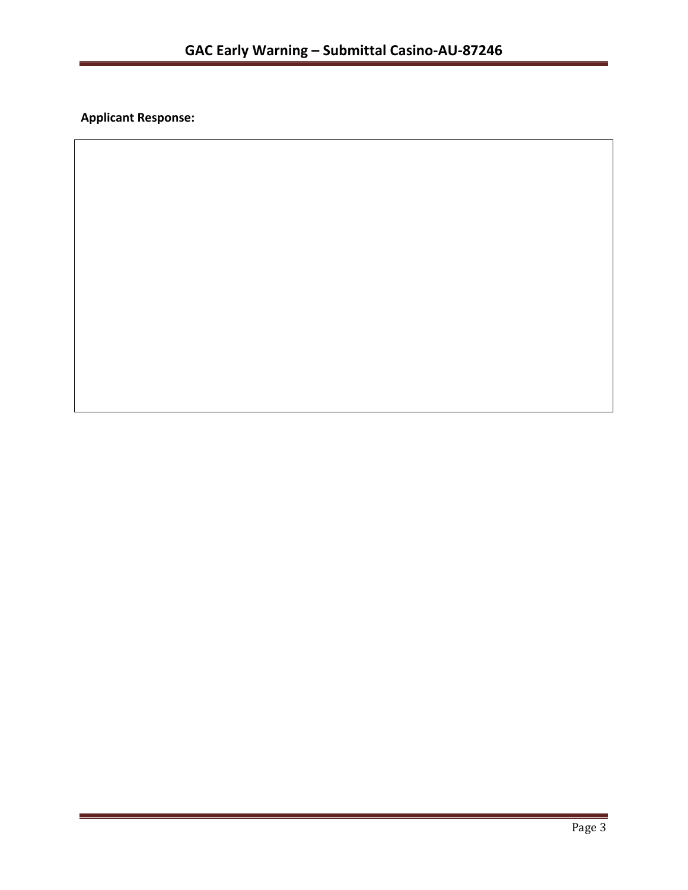**Applicant Response:**